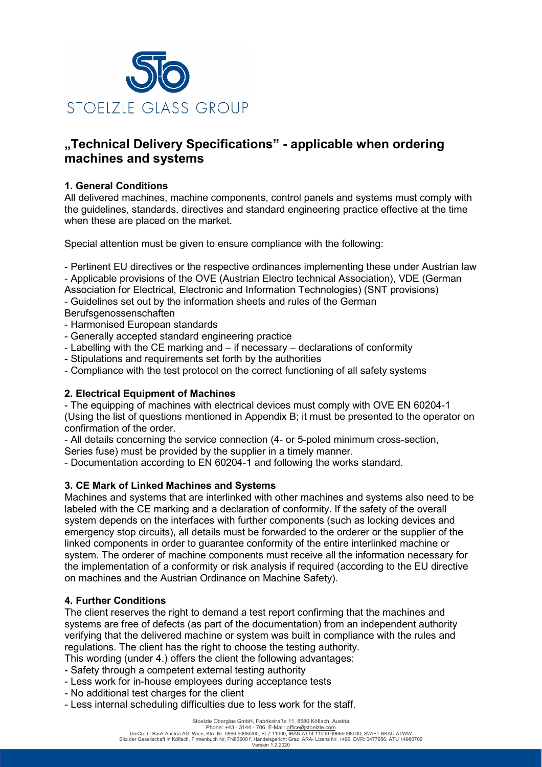STOELZLE GLASS GROUP

# „Technical Delivery Specifications" - applicable when ordering machines and systems

## 1. General Conditions

All delivered machines, machine components, control panels and systems must comply with the guidelines, standards, directives and standard engineering practice effective at the time when these are placed on the market.

Special attention must be given to ensure compliance with the following:

- Pertinent EU directives or the respective ordinances implementing these under Austrian law
- Applicable provisions of the OVE (Austrian Electro technical Association), VDE (German Association for Electrical, Electronic and Information Technologies) (SNT provisions)
- Guidelines set out by the information sheets and rules of the German Berufsgenossenschaften
- Harmonised European standards
- Generally accepted standard engineering practice
- Labelling with the CE marking and – if necessary – declarations of conformity
- Stipulations and requirements set forth by the authorities
- Compliance with the test protocol on the correct functioning of all safety systems

## 2. Electrical Equipment of Machines

- The equipping of machines with electrical devices must comply with OVE EN 60204-1 (Using the list of questions mentioned in Appendix B; it must be presented to the operator on confirmation of the order.
- All details concerning the service connection (4- or 5-poled minimum cross-section, Series fuse) must be provided by the supplier in a timely manner.
- Documentation according to EN 60204-1 and following the works standard.

## 3. CE Mark of Linked Machines and Systems

Machines and systems that are interlinked with other machines and systems also need to be labeled with the CE marking and a declaration of conformity. If the safety of the overall system depends on the interfaces with further components (such as locking devices and emergency stop circuits), all details must be forwarded to the orderer or the supplier of the linked components in order to guarantee conformity of the entire interlinked machine or system. The orderer of machine components must receive all the information necessary for the implementation of a conformity or risk analysis if required (according to the EU directive on machines and the Austrian Ordinance on Machine Safety).

## 4. Further Conditions

The client reserves the right to demand a test report confirming that the machines and systems are free of defects (as part of the documentation) from an independent authority verifying that the delivered machine or system was built in compliance with the rules and regulations. The client has the right to choose the testing authority.

This wording (under 4.) offers the client the following advantages:

- Safety through a competent external testing authority
- Less work for in-house employees during acceptance tests
- No additional test charges for the client
- Less internal scheduling difficulties due to less work for the staff.

Stoelzle Oberglas GmbH, Fabrikstraße 11, 8580 Köflach, Austria
Phone: +43 - 3144 - 706, E-Mail: office@stoelzle.com
UniCredit Bank Austria AG, Wien, Kto.-Nr. 0966-50080/00, BLZ 11000, IBAN AT14 11000 09665008000, SWIFT BKAU ATWW
Sitz der Gesellschaft in Köflach, Firmenbuch Nr. FN63600 f. Handelsgericht Graz. ARA- Lizenz Nr. 1496, DVR: 0477656, ATU 14980706
Version 1.2.2020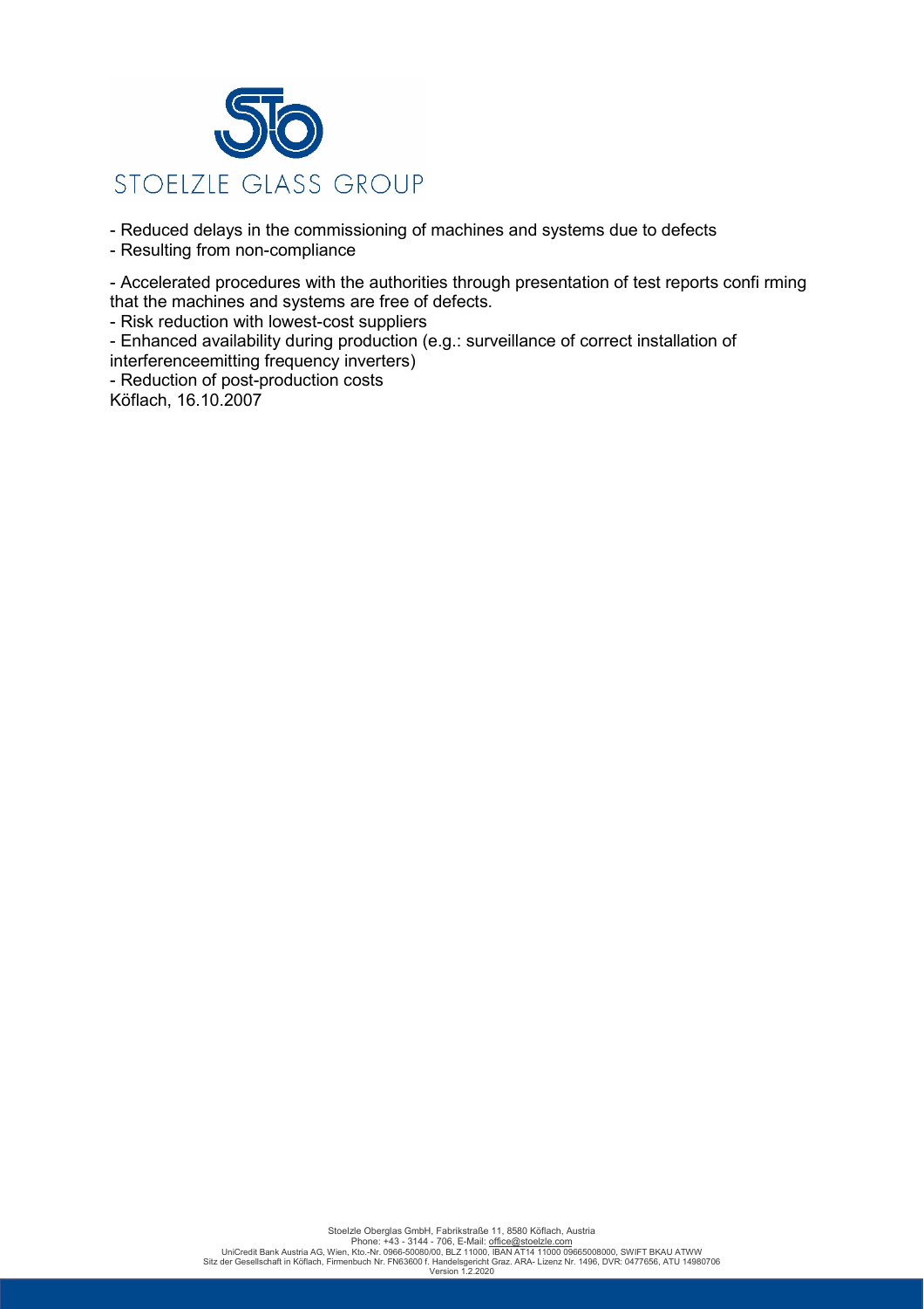- Reduced delays in the commissioning of machines and systems due to defects
- Resulting from non-compliance

- Accelerated procedures with the authorities through presentation of test reports confi rming that the machines and systems are free of defects.
- Risk reduction with lowest-cost suppliers
- Enhanced availability during production (e.g.: surveillance of correct installation of interferenceemitting frequency inverters)
- Reduction of post-production costs

Köflach, 16.10.2007